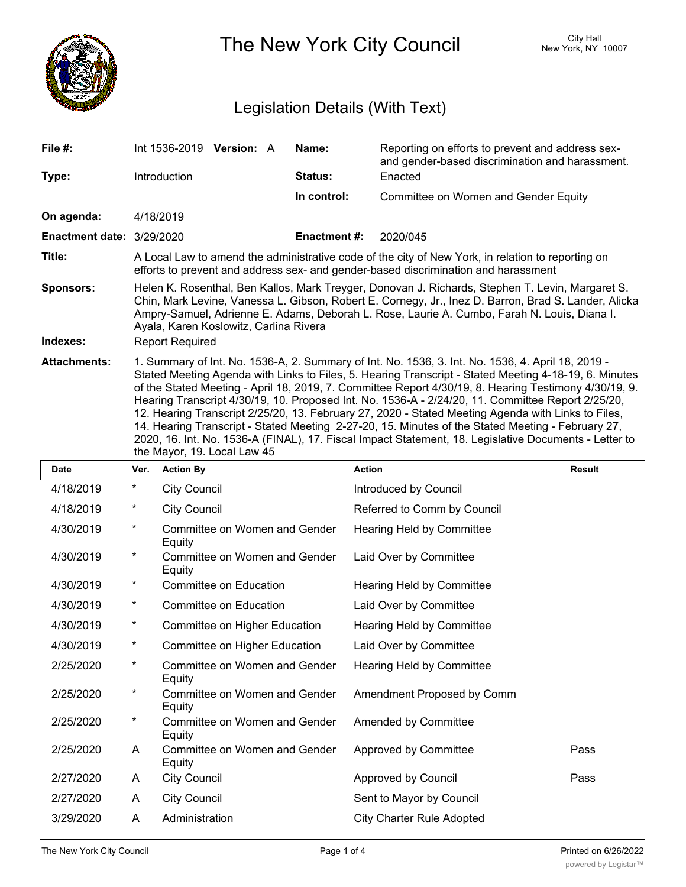# The New York City Council

City Hall
New York, NY 10007

## Legislation Details (With Text)

| | | | |
|---|---|---|---|
| **File #:** | Int 1536-2019 **Version:** A | **Name:** | Reporting on efforts to prevent and address sex- and gender-based discrimination and harassment. |
| **Type:** | Introduction | **Status:** | Enacted |
| | | **In control:** | Committee on Women and Gender Equity |
| **On agenda:** | 4/18/2019 | | |
| **Enactment date:** | 3/29/2020 | **Enactment #:** | 2020/045 |

**Title:** A Local Law to amend the administrative code of the city of New York, in relation to reporting on efforts to prevent and address sex- and gender-based discrimination and harassment

**Sponsors:** Helen K. Rosenthal, Ben Kallos, Mark Treyger, Donovan J. Richards, Stephen T. Levin, Margaret S. Chin, Mark Levine, Vanessa L. Gibson, Robert E. Cornegy, Jr., Inez D. Barron, Brad S. Lander, Alicka Ampry-Samuel, Adrienne E. Adams, Deborah L. Rose, Laurie A. Cumbo, Farah N. Louis, Diana I. Ayala, Karen Koslowitz, Carlina Rivera

**Indexes:** Report Required

**Attachments:** 1. Summary of Int. No. 1536-A, 2. Summary of Int. No. 1536, 3. Int. No. 1536, 4. April 18, 2019 - Stated Meeting Agenda with Links to Files, 5. Hearing Transcript - Stated Meeting 4-18-19, 6. Minutes of the Stated Meeting - April 18, 2019, 7. Committee Report 4/30/19, 8. Hearing Testimony 4/30/19, 9. Hearing Transcript 4/30/19, 10. Proposed Int. No. 1536-A - 2/24/20, 11. Committee Report 2/25/20, 12. Hearing Transcript 2/25/20, 13. February 27, 2020 - Stated Meeting Agenda with Links to Files, 14. Hearing Transcript - Stated Meeting 2-27-20, 15. Minutes of the Stated Meeting - February 27, 2020, 16. Int. No. 1536-A (FINAL), 17. Fiscal Impact Statement, 18. Legislative Documents - Letter to the Mayor, 19. Local Law 45

| Date | Ver. | Action By | Action | Result |
|---|---|---|---|---|
| 4/18/2019 | * | City Council | Introduced by Council | |
| 4/18/2019 | * | City Council | Referred to Comm by Council | |
| 4/30/2019 | * | Committee on Women and Gender Equity | Hearing Held by Committee | |
| 4/30/2019 | * | Committee on Women and Gender Equity | Laid Over by Committee | |
| 4/30/2019 | * | Committee on Education | Hearing Held by Committee | |
| 4/30/2019 | * | Committee on Education | Laid Over by Committee | |
| 4/30/2019 | * | Committee on Higher Education | Hearing Held by Committee | |
| 4/30/2019 | * | Committee on Higher Education | Laid Over by Committee | |
| 2/25/2020 | * | Committee on Women and Gender Equity | Hearing Held by Committee | |
| 2/25/2020 | * | Committee on Women and Gender Equity | Amendment Proposed by Comm | |
| 2/25/2020 | * | Committee on Women and Gender Equity | Amended by Committee | |
| 2/25/2020 | A | Committee on Women and Gender Equity | Approved by Committee | Pass |
| 2/27/2020 | A | City Council | Approved by Council | Pass |
| 2/27/2020 | A | City Council | Sent to Mayor by Council | |
| 3/29/2020 | A | Administration | City Charter Rule Adopted | |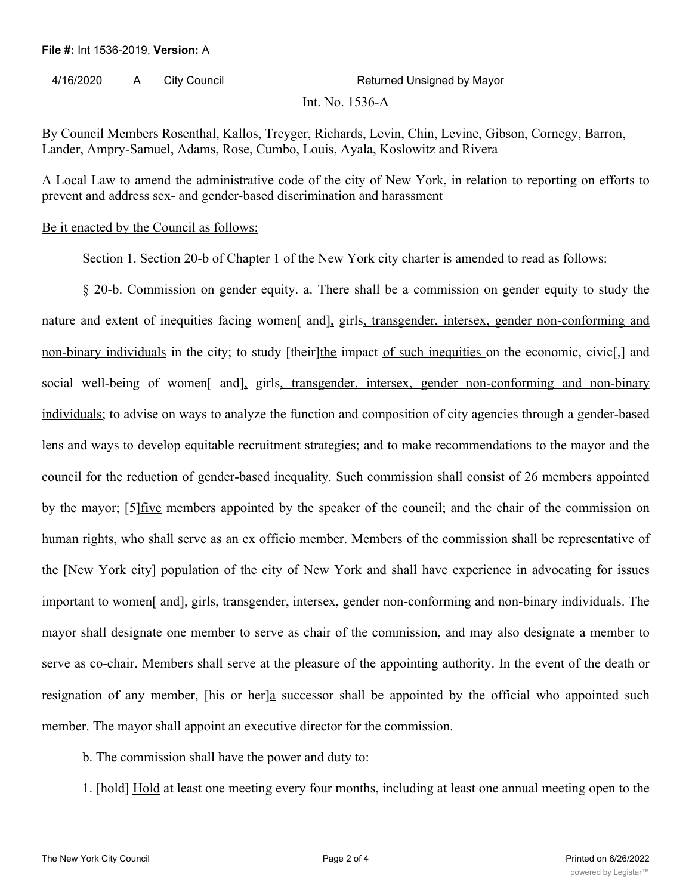| 4/16/2020 | A | City Council | Returned Unsigned by Mayor |
|---|---|---|---|

Int. No. 1536-A

By Council Members Rosenthal, Kallos, Treyger, Richards, Levin, Chin, Levine, Gibson, Cornegy, Barron, Lander, Ampry-Samuel, Adams, Rose, Cumbo, Louis, Ayala, Koslowitz and Rivera

A Local Law to amend the administrative code of the city of New York, in relation to reporting on efforts to prevent and address sex- and gender-based discrimination and harassment

<u>Be it enacted by the Council as follows:</u>

Section 1. Section 20-b of Chapter 1 of the New York city charter is amended to read as follows:

§ 20-b. Commission on gender equity. a. There shall be a commission on gender equity to study the nature and extent of inequities facing women[ and]<u>,</u> girls<u>, transgender, intersex, gender non-conforming and non-binary individuals</u> in the city; to study [their]<u>the</u> impact <u>of such inequities</u> on the economic, civic[,] and social well-being of women[ and]<u>,</u> girls<u>, transgender, intersex, gender non-conforming and non-binary individuals</u>; to advise on ways to analyze the function and composition of city agencies through a gender-based lens and ways to develop equitable recruitment strategies; and to make recommendations to the mayor and the council for the reduction of gender-based inequality. Such commission shall consist of 26 members appointed by the mayor; [5]<u>five</u> members appointed by the speaker of the council; and the chair of the commission on human rights, who shall serve as an ex officio member. Members of the commission shall be representative of the [New York city] population <u>of the city of New York</u> and shall have experience in advocating for issues important to women[ and]<u>,</u> girls<u>, transgender, intersex, gender non-conforming and non-binary individuals</u>. The mayor shall designate one member to serve as chair of the commission, and may also designate a member to serve as co-chair. Members shall serve at the pleasure of the appointing authority. In the event of the death or resignation of any member, [his or her]<u>a</u> successor shall be appointed by the official who appointed such member. The mayor shall appoint an executive director for the commission.

b. The commission shall have the power and duty to:

1. [hold] <u>Hold</u> at least one meeting every four months, including at least one annual meeting open to the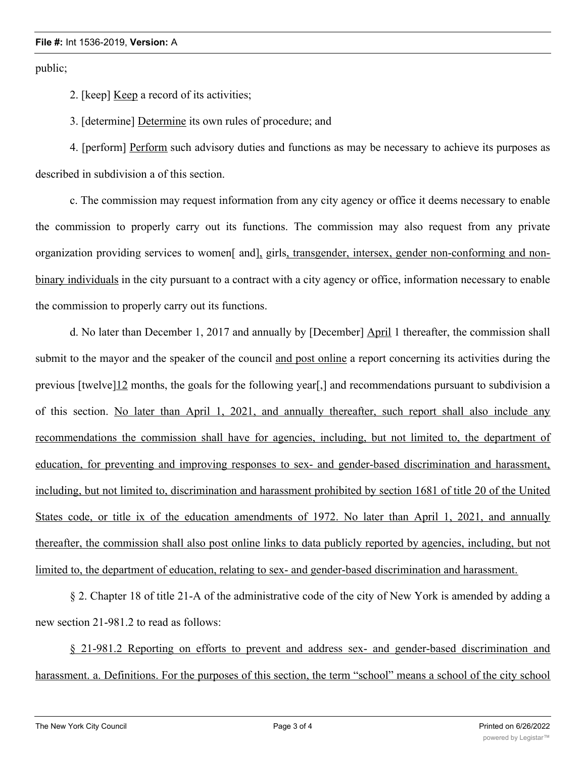public;

2. [keep] <u>Keep</u> a record of its activities;

3. [determine] <u>Determine</u> its own rules of procedure; and

4. [perform] <u>Perform</u> such advisory duties and functions as may be necessary to achieve its purposes as described in subdivision a of this section.

c. The commission may request information from any city agency or office it deems necessary to enable the commission to properly carry out its functions. The commission may also request from any private organization providing services to women[ and]<u>,</u> girls<u>, transgender, intersex, gender non-conforming and non-binary individuals</u> in the city pursuant to a contract with a city agency or office, information necessary to enable the commission to properly carry out its functions.

d. No later than December 1, 2017 and annually by [December] <u>April</u> 1 thereafter, the commission shall submit to the mayor and the speaker of the council <u>and post online</u> a report concerning its activities during the previous [twelve]<u>12</u> months, the goals for the following year[,] and recommendations pursuant to subdivision a of this section. <u>No later than April 1, 2021, and annually thereafter, such report shall also include any recommendations the commission shall have for agencies, including, but not limited to, the department of education, for preventing and improving responses to sex- and gender-based discrimination and harassment, including, but not limited to, discrimination and harassment prohibited by section 1681 of title 20 of the United States code, or title ix of the education amendments of 1972. No later than April 1, 2021, and annually thereafter, the commission shall also post online links to data publicly reported by agencies, including, but not limited to, the department of education, relating to sex- and gender-based discrimination and harassment.</u>

§ 2. Chapter 18 of title 21-A of the administrative code of the city of New York is amended by adding a new section 21-981.2 to read as follows:

<u>§ 21-981.2 Reporting on efforts to prevent and address sex- and gender-based discrimination and harassment. a. Definitions. For the purposes of this section, the term "school" means a school of the city school</u>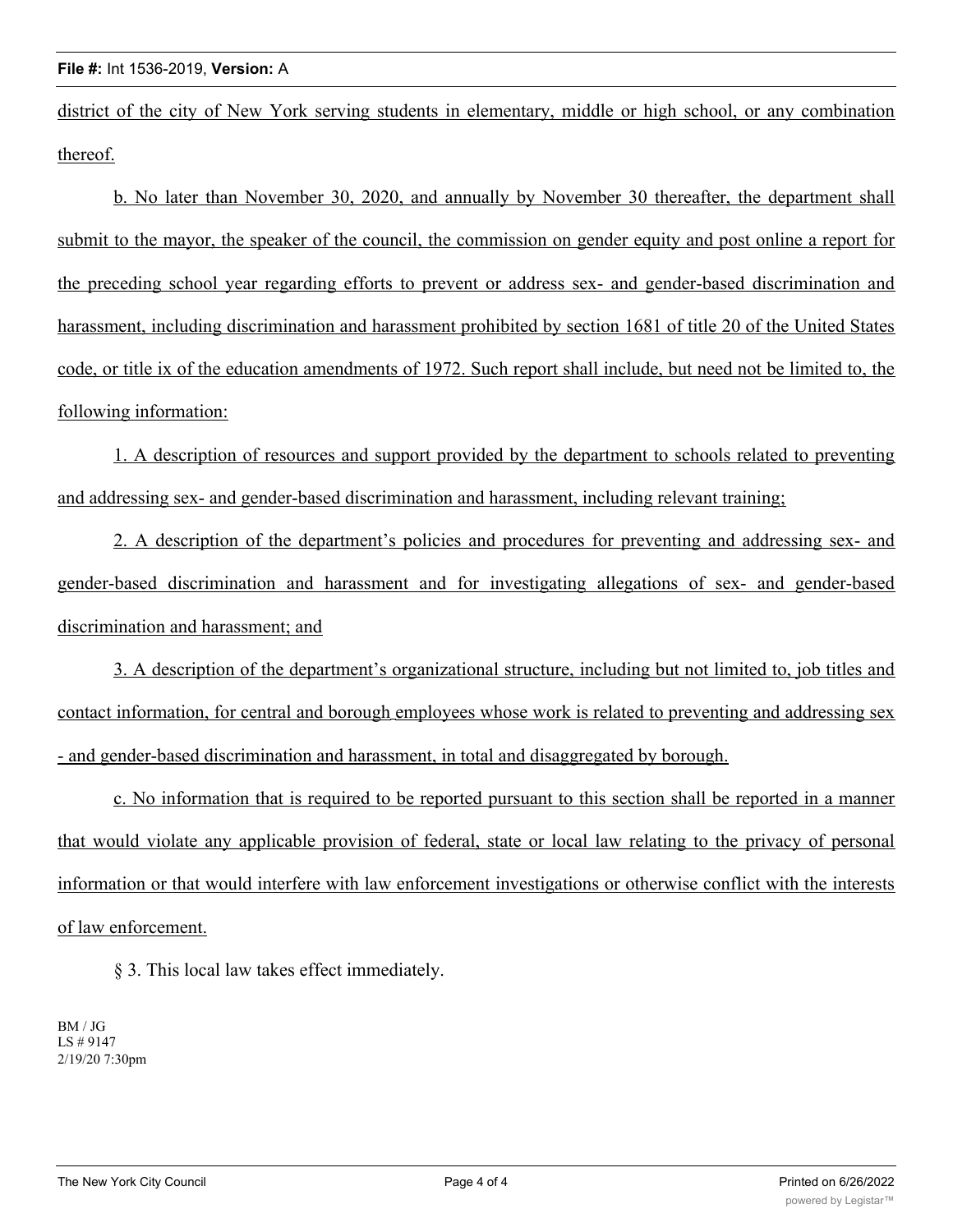district of the city of New York serving students in elementary, middle or high school, or any combination thereof.

b. No later than November 30, 2020, and annually by November 30 thereafter, the department shall submit to the mayor, the speaker of the council, the commission on gender equity and post online a report for the preceding school year regarding efforts to prevent or address sex- and gender-based discrimination and harassment, including discrimination and harassment prohibited by section 1681 of title 20 of the United States code, or title ix of the education amendments of 1972. Such report shall include, but need not be limited to, the following information:

1. A description of resources and support provided by the department to schools related to preventing and addressing sex- and gender-based discrimination and harassment, including relevant training;

2. A description of the department's policies and procedures for preventing and addressing sex- and gender-based discrimination and harassment and for investigating allegations of sex- and gender-based discrimination and harassment; and

3. A description of the department's organizational structure, including but not limited to, job titles and contact information, for central and borough employees whose work is related to preventing and addressing sex - and gender-based discrimination and harassment, in total and disaggregated by borough.

c. No information that is required to be reported pursuant to this section shall be reported in a manner that would violate any applicable provision of federal, state or local law relating to the privacy of personal information or that would interfere with law enforcement investigations or otherwise conflict with the interests of law enforcement.

§ 3. This local law takes effect immediately.

BM / JG
LS # 9147
2/19/20 7:30pm